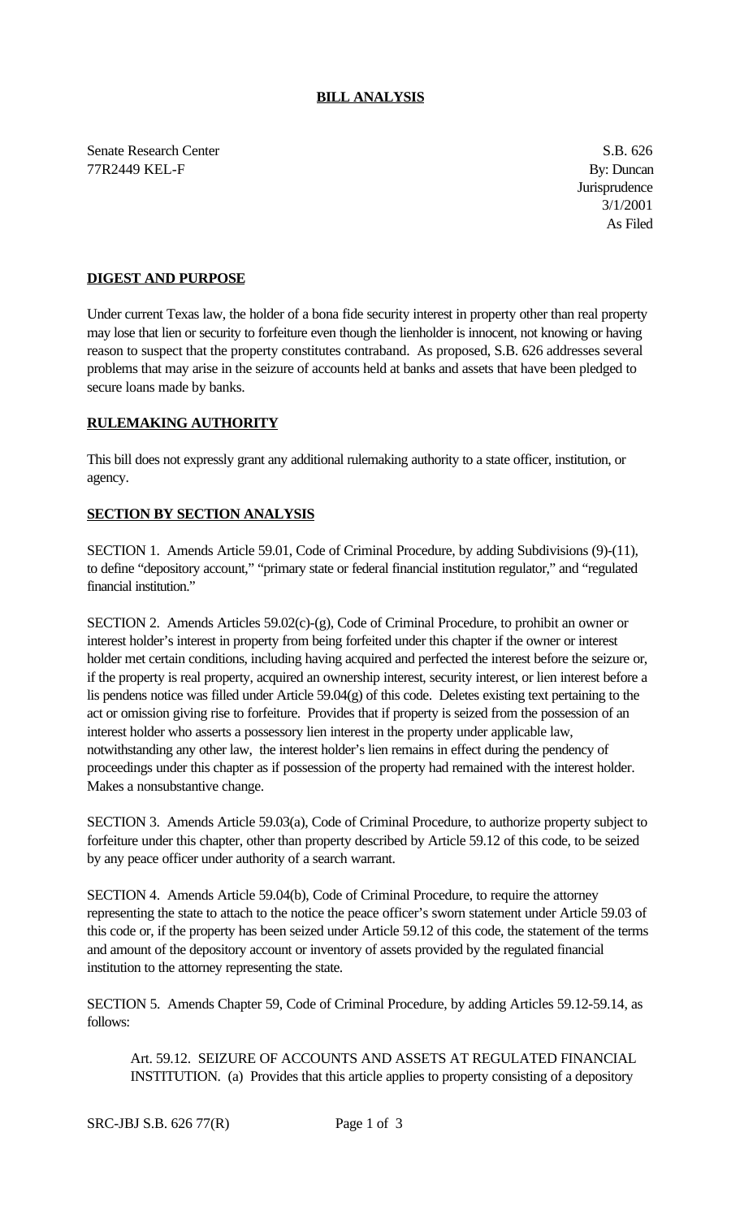**BILL ANALYSIS**

Senate Research Center
77R2449 KEL-F

S.B. 626
By: Duncan
Jurisprudence
3/1/2001
As Filed

**DIGEST AND PURPOSE**

Under current Texas law, the holder of a bona fide security interest in property other than real property may lose that lien or security to forfeiture even though the lienholder is innocent, not knowing or having reason to suspect that the property constitutes contraband. As proposed, S.B. 626 addresses several problems that may arise in the seizure of accounts held at banks and assets that have been pledged to secure loans made by banks.

**RULEMAKING AUTHORITY**

This bill does not expressly grant any additional rulemaking authority to a state officer, institution, or agency.

**SECTION BY SECTION ANALYSIS**

SECTION 1. Amends Article 59.01, Code of Criminal Procedure, by adding Subdivisions (9)-(11), to define "depository account," "primary state or federal financial institution regulator," and "regulated financial institution."

SECTION 2. Amends Articles 59.02(c)-(g), Code of Criminal Procedure, to prohibit an owner or interest holder's interest in property from being forfeited under this chapter if the owner or interest holder met certain conditions, including having acquired and perfected the interest before the seizure or, if the property is real property, acquired an ownership interest, security interest, or lien interest before a lis pendens notice was filled under Article 59.04(g) of this code. Deletes existing text pertaining to the act or omission giving rise to forfeiture. Provides that if property is seized from the possession of an interest holder who asserts a possessory lien interest in the property under applicable law, notwithstanding any other law, the interest holder's lien remains in effect during the pendency of proceedings under this chapter as if possession of the property had remained with the interest holder. Makes a nonsubstantive change.

SECTION 3. Amends Article 59.03(a), Code of Criminal Procedure, to authorize property subject to forfeiture under this chapter, other than property described by Article 59.12 of this code, to be seized by any peace officer under authority of a search warrant.

SECTION 4. Amends Article 59.04(b), Code of Criminal Procedure, to require the attorney representing the state to attach to the notice the peace officer's sworn statement under Article 59.03 of this code or, if the property has been seized under Article 59.12 of this code, the statement of the terms and amount of the depository account or inventory of assets provided by the regulated financial institution to the attorney representing the state.

SECTION 5. Amends Chapter 59, Code of Criminal Procedure, by adding Articles 59.12-59.14, as follows:

Art. 59.12. SEIZURE OF ACCOUNTS AND ASSETS AT REGULATED FINANCIAL INSTITUTION. (a) Provides that this article applies to property consisting of a depository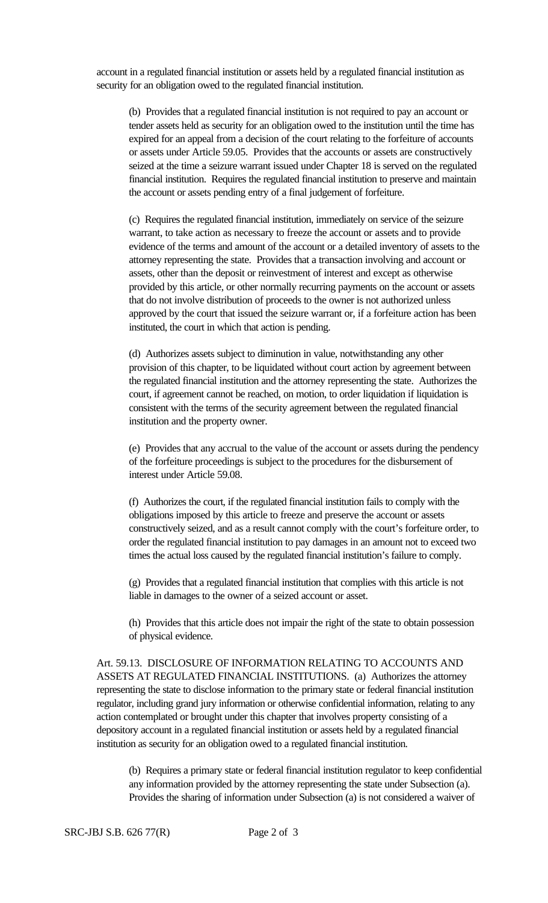account in a regulated financial institution or assets held by a regulated financial institution as security for an obligation owed to the regulated financial institution.

(b) Provides that a regulated financial institution is not required to pay an account or tender assets held as security for an obligation owed to the institution until the time has expired for an appeal from a decision of the court relating to the forfeiture of accounts or assets under Article 59.05. Provides that the accounts or assets are constructively seized at the time a seizure warrant issued under Chapter 18 is served on the regulated financial institution. Requires the regulated financial institution to preserve and maintain the account or assets pending entry of a final judgement of forfeiture.

(c) Requires the regulated financial institution, immediately on service of the seizure warrant, to take action as necessary to freeze the account or assets and to provide evidence of the terms and amount of the account or a detailed inventory of assets to the attorney representing the state. Provides that a transaction involving and account or assets, other than the deposit or reinvestment of interest and except as otherwise provided by this article, or other normally recurring payments on the account or assets that do not involve distribution of proceeds to the owner is not authorized unless approved by the court that issued the seizure warrant or, if a forfeiture action has been instituted, the court in which that action is pending.

(d) Authorizes assets subject to diminution in value, notwithstanding any other provision of this chapter, to be liquidated without court action by agreement between the regulated financial institution and the attorney representing the state. Authorizes the court, if agreement cannot be reached, on motion, to order liquidation if liquidation is consistent with the terms of the security agreement between the regulated financial institution and the property owner.

(e) Provides that any accrual to the value of the account or assets during the pendency of the forfeiture proceedings is subject to the procedures for the disbursement of interest under Article 59.08.

(f) Authorizes the court, if the regulated financial institution fails to comply with the obligations imposed by this article to freeze and preserve the account or assets constructively seized, and as a result cannot comply with the court's forfeiture order, to order the regulated financial institution to pay damages in an amount not to exceed two times the actual loss caused by the regulated financial institution's failure to comply.

(g) Provides that a regulated financial institution that complies with this article is not liable in damages to the owner of a seized account or asset.

(h) Provides that this article does not impair the right of the state to obtain possession of physical evidence.

Art. 59.13. DISCLOSURE OF INFORMATION RELATING TO ACCOUNTS AND ASSETS AT REGULATED FINANCIAL INSTITUTIONS. (a) Authorizes the attorney representing the state to disclose information to the primary state or federal financial institution regulator, including grand jury information or otherwise confidential information, relating to any action contemplated or brought under this chapter that involves property consisting of a depository account in a regulated financial institution or assets held by a regulated financial institution as security for an obligation owed to a regulated financial institution.

(b) Requires a primary state or federal financial institution regulator to keep confidential any information provided by the attorney representing the state under Subsection (a). Provides the sharing of information under Subsection (a) is not considered a waiver of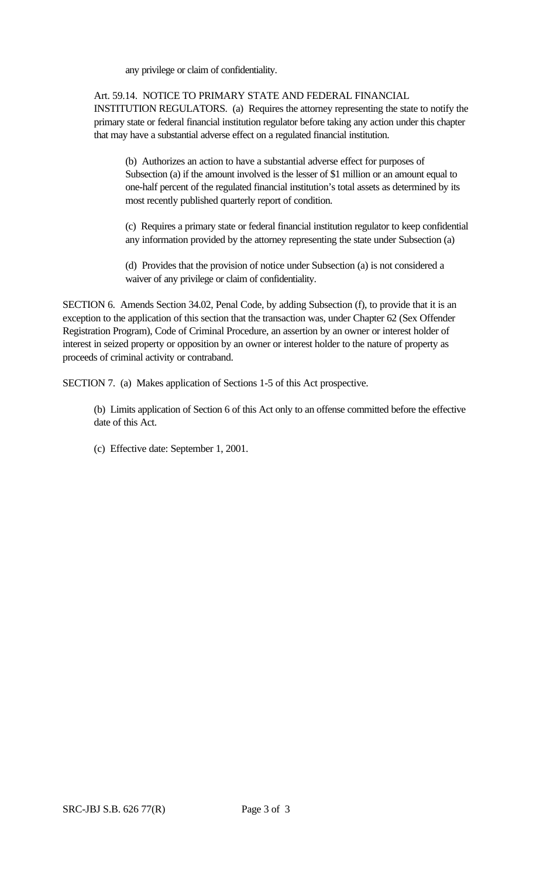any privilege or claim of confidentiality.

Art. 59.14. NOTICE TO PRIMARY STATE AND FEDERAL FINANCIAL INSTITUTION REGULATORS. (a) Requires the attorney representing the state to notify the primary state or federal financial institution regulator before taking any action under this chapter that may have a substantial adverse effect on a regulated financial institution.

(b) Authorizes an action to have a substantial adverse effect for purposes of Subsection (a) if the amount involved is the lesser of $1 million or an amount equal to one-half percent of the regulated financial institution's total assets as determined by its most recently published quarterly report of condition.

(c) Requires a primary state or federal financial institution regulator to keep confidential any information provided by the attorney representing the state under Subsection (a)

(d) Provides that the provision of notice under Subsection (a) is not considered a waiver of any privilege or claim of confidentiality.

SECTION 6. Amends Section 34.02, Penal Code, by adding Subsection (f), to provide that it is an exception to the application of this section that the transaction was, under Chapter 62 (Sex Offender Registration Program), Code of Criminal Procedure, an assertion by an owner or interest holder of interest in seized property or opposition by an owner or interest holder to the nature of property as proceeds of criminal activity or contraband.

SECTION 7. (a) Makes application of Sections 1-5 of this Act prospective.

(b) Limits application of Section 6 of this Act only to an offense committed before the effective date of this Act.

(c) Effective date: September 1, 2001.